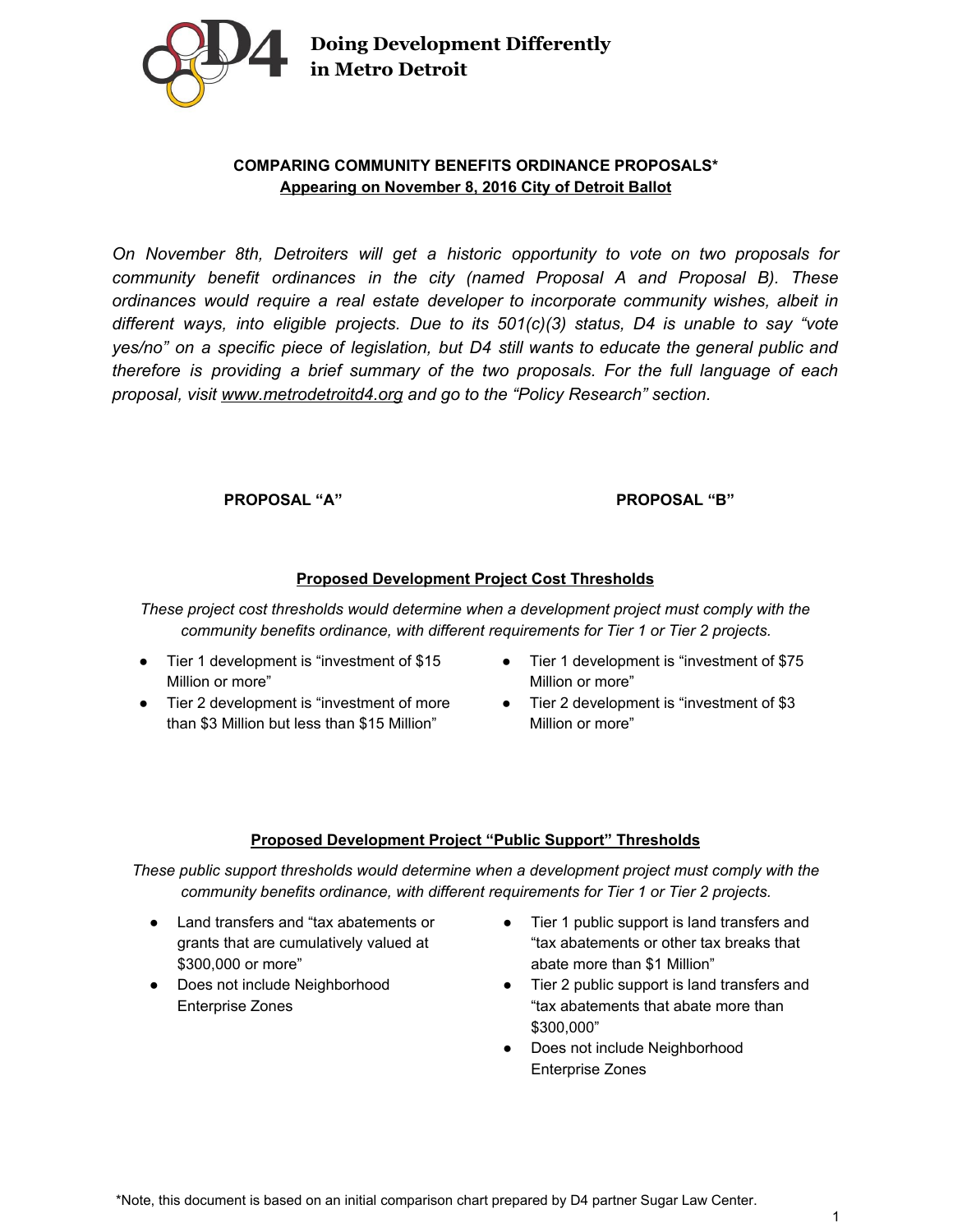**Doing Development Differently in Metro Detroit**

**COMPARING COMMUNITY BENEFITS ORDINANCE PROPOSALS***
**Appearing on November 8, 2016 City of Detroit Ballot**

*On November 8th, Detroiters will get a historic opportunity to vote on two proposals for community benefit ordinances in the city (named Proposal A and Proposal B). These ordinances would require a real estate developer to incorporate community wishes, albeit in different ways, into eligible projects. Due to its 501(c)(3) status, D4 is unable to say "vote yes/no" on a specific piece of legislation, but D4 still wants to educate the general public and therefore is providing a brief summary of the two proposals. For the full language of each proposal, visit www.metrodetroitd4.org and go to the "Policy Research" section.*

| **PROPOSAL "A"** | **PROPOSAL "B"** |
|---|---|

**Proposed Development Project Cost Thresholds**

*These project cost thresholds would determine when a development project must comply with the community benefits ordinance, with different requirements for Tier 1 or Tier 2 projects.*

| PROPOSAL "A" | PROPOSAL "B" |
|---|---|
| • Tier 1 development is "investment of $15 Million or more"<br>• Tier 2 development is "investment of more than $3 Million but less than $15 Million" | • Tier 1 development is "investment of $75 Million or more"<br>• Tier 2 development is "investment of $3 Million or more" |

**Proposed Development Project "Public Support" Thresholds**

*These public support thresholds would determine when a development project must comply with the community benefits ordinance, with different requirements for Tier 1 or Tier 2 projects.*

| PROPOSAL "A" | PROPOSAL "B" |
|---|---|
| • Land transfers and "tax abatements or grants that are cumulatively valued at $300,000 or more"<br>• Does not include Neighborhood Enterprise Zones | • Tier 1 public support is land transfers and "tax abatements or other tax breaks that abate more than $1 Million"<br>• Tier 2 public support is land transfers and "tax abatements that abate more than $300,000"<br>• Does not include Neighborhood Enterprise Zones |

*Note, this document is based on an initial comparison chart prepared by D4 partner Sugar Law Center.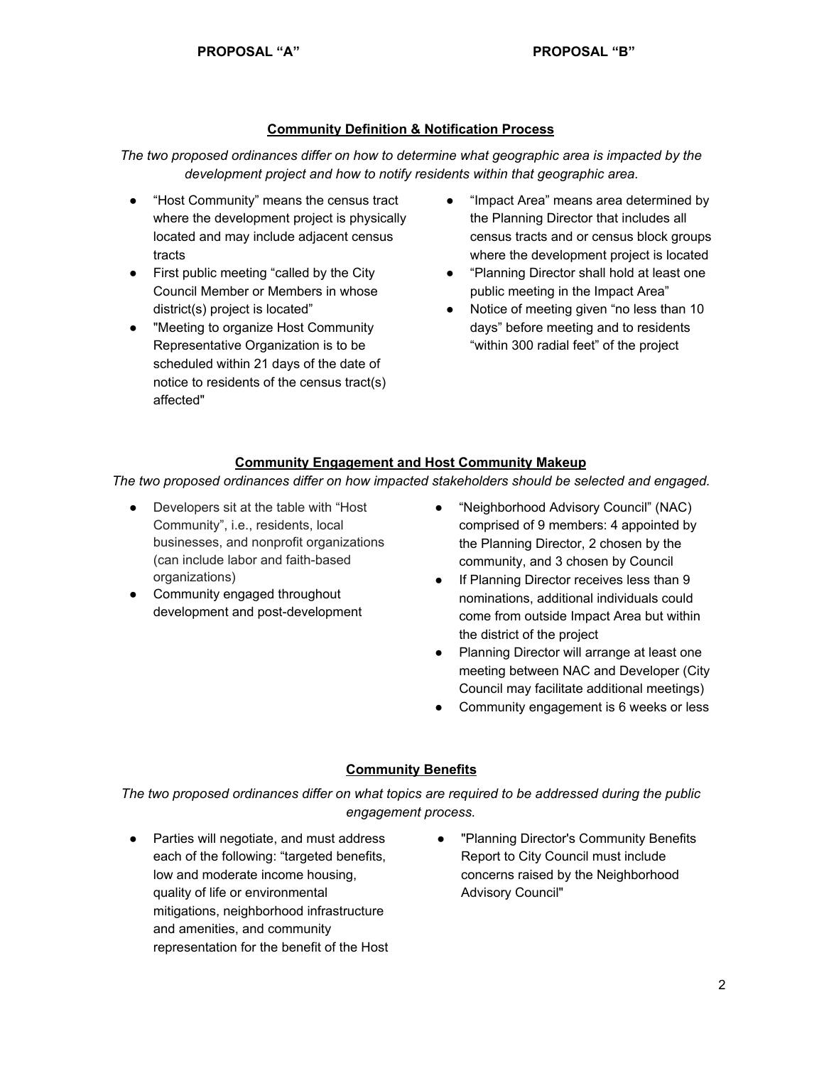**PROPOSAL "A"** **PROPOSAL "B"**

## Community Definition & Notification Process

*The two proposed ordinances differ on how to determine what geographic area is impacted by the development project and how to notify residents within that geographic area.*

**Proposal "A":**

- "Host Community" means the census tract where the development project is physically located and may include adjacent census tracts
- First public meeting "called by the City Council Member or Members in whose district(s) project is located"
- "Meeting to organize Host Community Representative Organization is to be scheduled within 21 days of the date of notice to residents of the census tract(s) affected"

**Proposal "B":**

- "Impact Area" means area determined by the Planning Director that includes all census tracts and or census block groups where the development project is located
- "Planning Director shall hold at least one public meeting in the Impact Area"
- Notice of meeting given "no less than 10 days" before meeting and to residents "within 300 radial feet" of the project

## Community Engagement and Host Community Makeup

*The two proposed ordinances differ on how impacted stakeholders should be selected and engaged.*

**Proposal "A":**

- Developers sit at the table with "Host Community", i.e., residents, local businesses, and nonprofit organizations (can include labor and faith-based organizations)
- Community engaged throughout development and post-development

**Proposal "B":**

- "Neighborhood Advisory Council" (NAC) comprised of 9 members: 4 appointed by the Planning Director, 2 chosen by the community, and 3 chosen by Council
- If Planning Director receives less than 9 nominations, additional individuals could come from outside Impact Area but within the district of the project
- Planning Director will arrange at least one meeting between NAC and Developer (City Council may facilitate additional meetings)
- Community engagement is 6 weeks or less

## Community Benefits

*The two proposed ordinances differ on what topics are required to be addressed during the public engagement process.*

**Proposal "A":**

- Parties will negotiate, and must address each of the following: "targeted benefits, low and moderate income housing, quality of life or environmental mitigations, neighborhood infrastructure and amenities, and community representation for the benefit of the Host

**Proposal "B":**

- "Planning Director's Community Benefits Report to City Council must include concerns raised by the Neighborhood Advisory Council"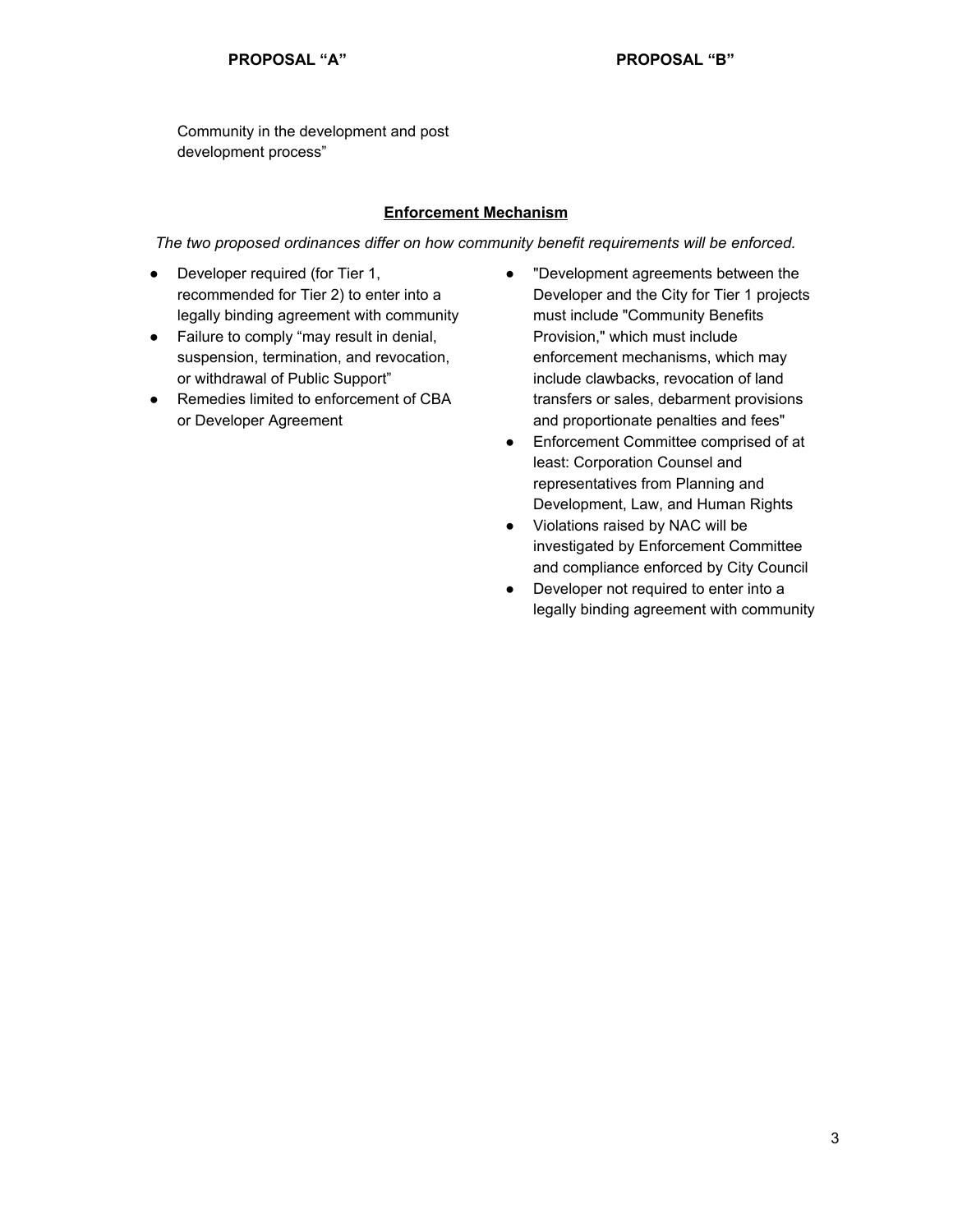| PROPOSAL "A" | PROPOSAL "B" |
| --- | --- |
| Community in the development and post development process" | |

## Enforcement Mechanism

*The two proposed ordinances differ on how community benefit requirements will be enforced.*

| PROPOSAL "A" | PROPOSAL "B" |
| --- | --- |
| • Developer required (for Tier 1, recommended for Tier 2) to enter into a legally binding agreement with community<br>• Failure to comply "may result in denial, suspension, termination, and revocation, or withdrawal of Public Support"<br>• Remedies limited to enforcement of CBA or Developer Agreement | • "Development agreements between the Developer and the City for Tier 1 projects must include "Community Benefits Provision," which must include enforcement mechanisms, which may include clawbacks, revocation of land transfers or sales, debarment provisions and proportionate penalties and fees"<br>• Enforcement Committee comprised of at least: Corporation Counsel and representatives from Planning and Development, Law, and Human Rights<br>• Violations raised by NAC will be investigated by Enforcement Committee and compliance enforced by City Council<br>• Developer not required to enter into a legally binding agreement with community |